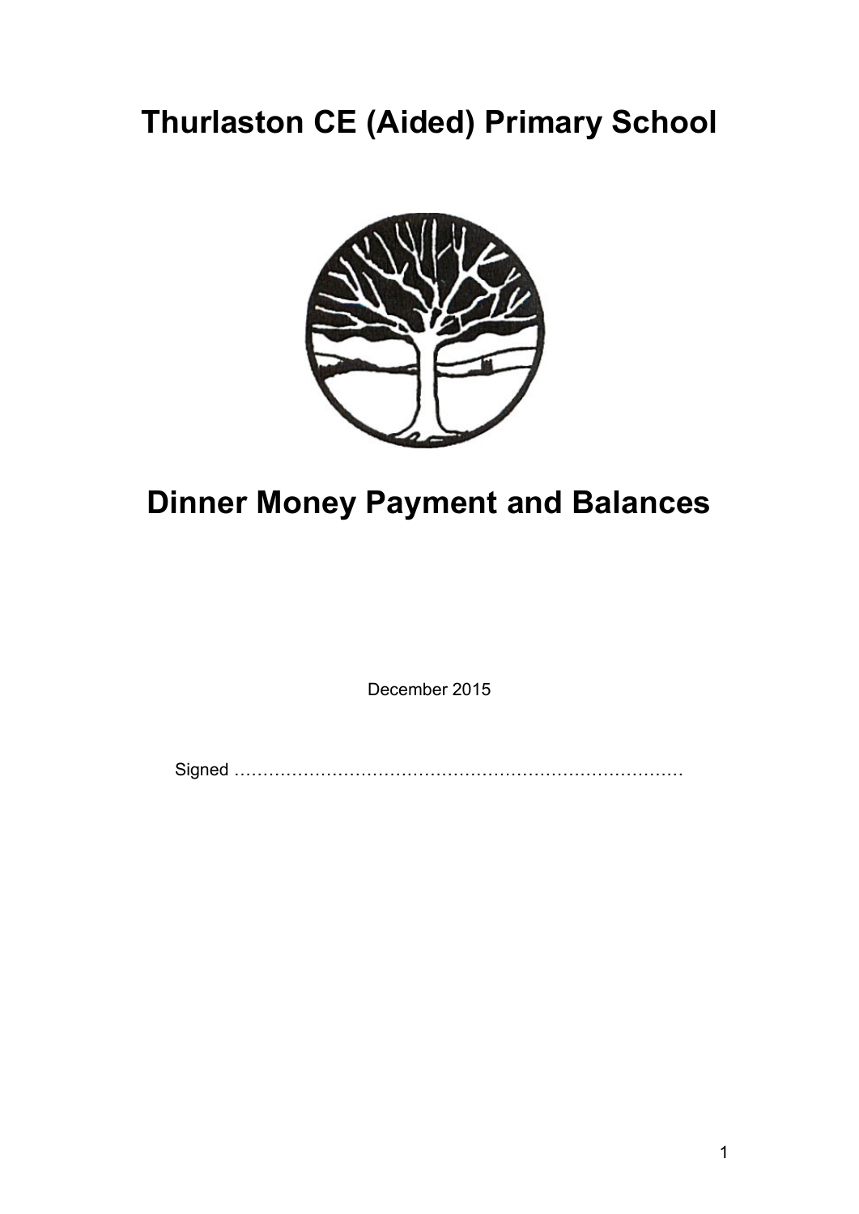# Thurlaston CE (Aided) Primary School

# Dinner Money Payment and Balances

December 2015

Signed ……………………………………………………………………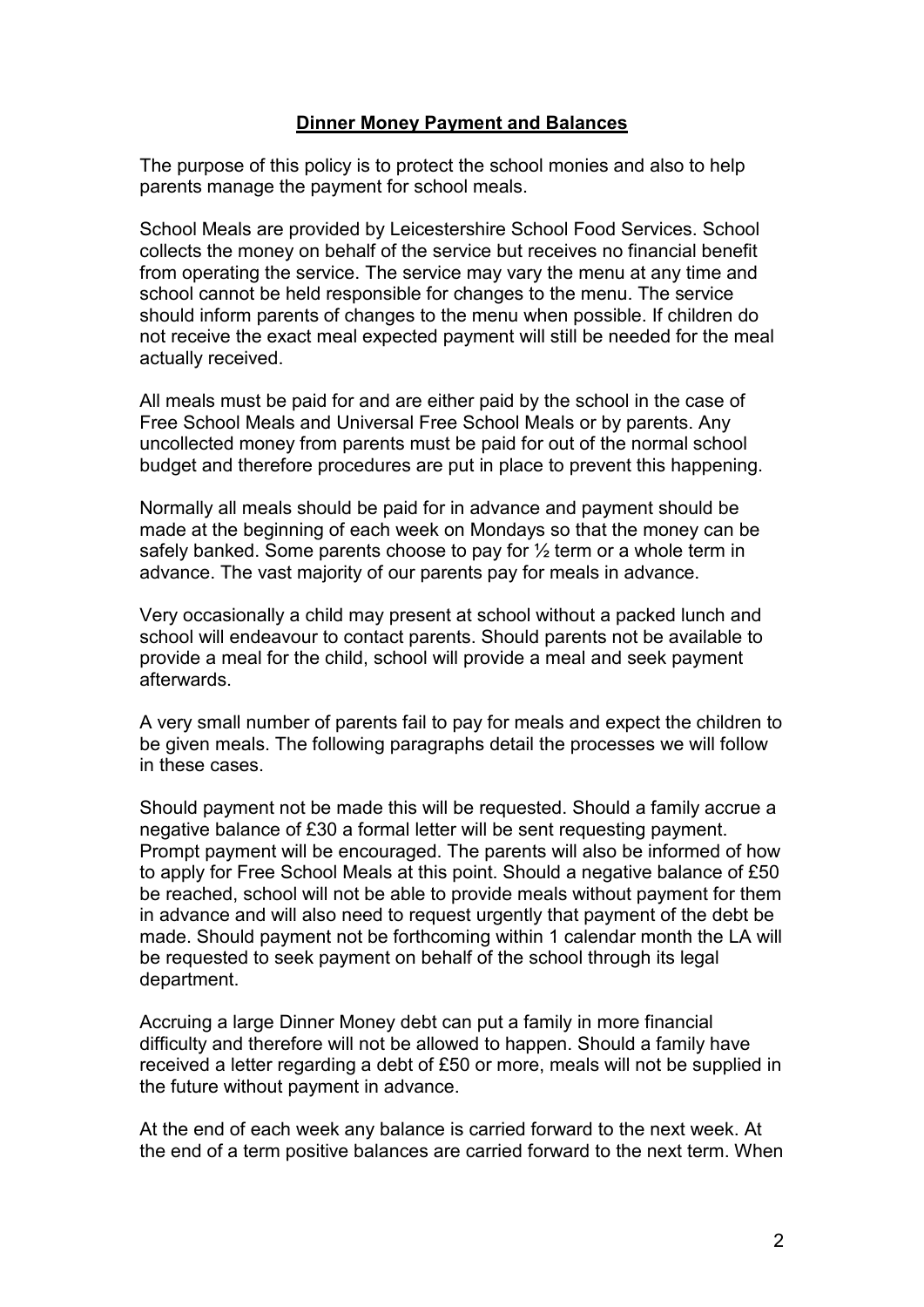## **Dinner Money Payment and Balances**

The purpose of this policy is to protect the school monies and also to help parents manage the payment for school meals.

School Meals are provided by Leicestershire School Food Services. School collects the money on behalf of the service but receives no financial benefit from operating the service. The service may vary the menu at any time and school cannot be held responsible for changes to the menu. The service should inform parents of changes to the menu when possible. If children do not receive the exact meal expected payment will still be needed for the meal actually received.

All meals must be paid for and are either paid by the school in the case of Free School Meals and Universal Free School Meals or by parents. Any uncollected money from parents must be paid for out of the normal school budget and therefore procedures are put in place to prevent this happening.

Normally all meals should be paid for in advance and payment should be made at the beginning of each week on Mondays so that the money can be safely banked. Some parents choose to pay for ½ term or a whole term in advance. The vast majority of our parents pay for meals in advance.

Very occasionally a child may present at school without a packed lunch and school will endeavour to contact parents. Should parents not be available to provide a meal for the child, school will provide a meal and seek payment afterwards.

A very small number of parents fail to pay for meals and expect the children to be given meals. The following paragraphs detail the processes we will follow in these cases.

Should payment not be made this will be requested. Should a family accrue a negative balance of £30 a formal letter will be sent requesting payment. Prompt payment will be encouraged. The parents will also be informed of how to apply for Free School Meals at this point. Should a negative balance of £50 be reached, school will not be able to provide meals without payment for them in advance and will also need to request urgently that payment of the debt be made. Should payment not be forthcoming within 1 calendar month the LA will be requested to seek payment on behalf of the school through its legal department.

Accruing a large Dinner Money debt can put a family in more financial difficulty and therefore will not be allowed to happen. Should a family have received a letter regarding a debt of £50 or more, meals will not be supplied in the future without payment in advance.

At the end of each week any balance is carried forward to the next week. At the end of a term positive balances are carried forward to the next term. When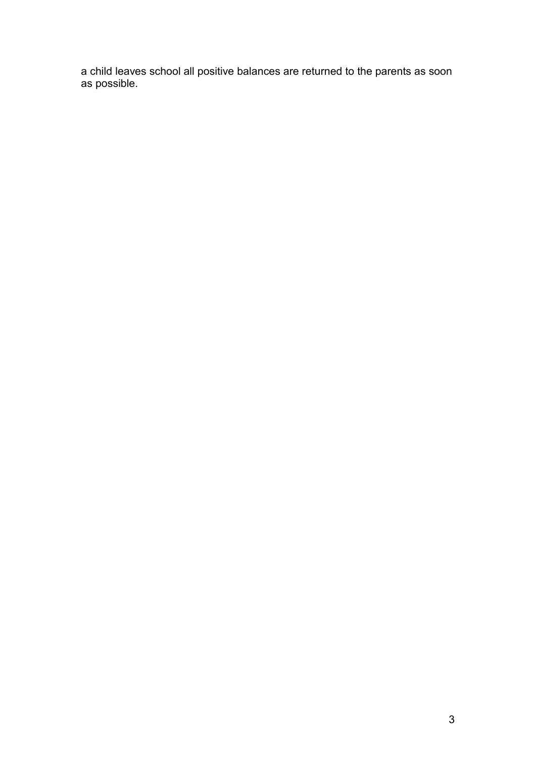a child leaves school all positive balances are returned to the parents as soon as possible.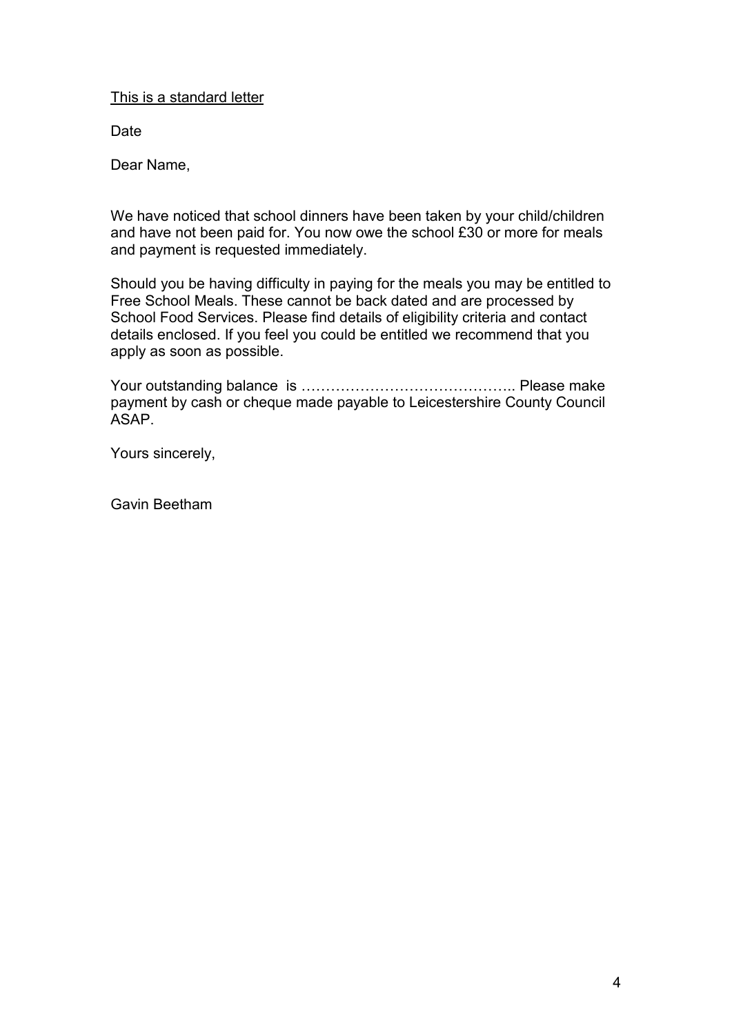<u>This is a standard letter</u>

Date

Dear Name,

We have noticed that school dinners have been taken by your child/children and have not been paid for. You now owe the school £30 or more for meals and payment is requested immediately.

Should you be having difficulty in paying for the meals you may be entitled to Free School Meals. These cannot be back dated and are processed by School Food Services. Please find details of eligibility criteria and contact details enclosed. If you feel you could be entitled we recommend that you apply as soon as possible.

Your outstanding balance is …………………………………….. Please make payment by cash or cheque made payable to Leicestershire County Council ASAP.

Yours sincerely,

Gavin Beetham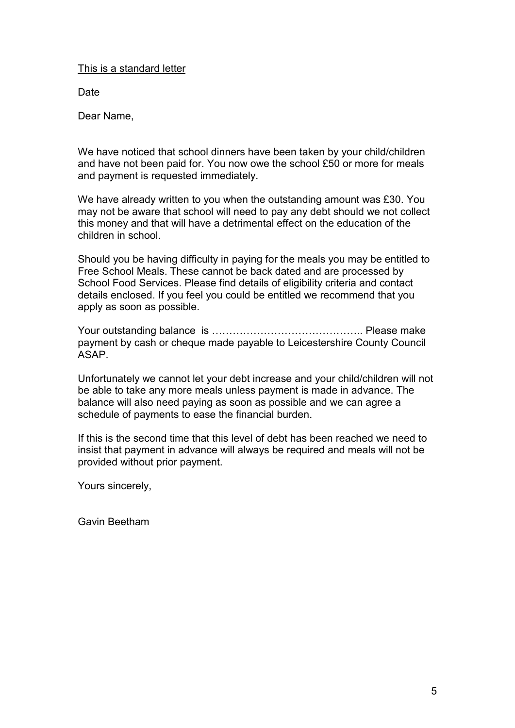<u>This is a standard letter</u>

Date

Dear Name,

We have noticed that school dinners have been taken by your child/children and have not been paid for. You now owe the school £50 or more for meals and payment is requested immediately.

We have already written to you when the outstanding amount was £30. You may not be aware that school will need to pay any debt should we not collect this money and that will have a detrimental effect on the education of the children in school.

Should you be having difficulty in paying for the meals you may be entitled to Free School Meals. These cannot be back dated and are processed by School Food Services. Please find details of eligibility criteria and contact details enclosed. If you feel you could be entitled we recommend that you apply as soon as possible.

Your outstanding balance is …………………………………….. Please make payment by cash or cheque made payable to Leicestershire County Council ASAP.

Unfortunately we cannot let your debt increase and your child/children will not be able to take any more meals unless payment is made in advance. The balance will also need paying as soon as possible and we can agree a schedule of payments to ease the financial burden.

If this is the second time that this level of debt has been reached we need to insist that payment in advance will always be required and meals will not be provided without prior payment.

Yours sincerely,

Gavin Beetham